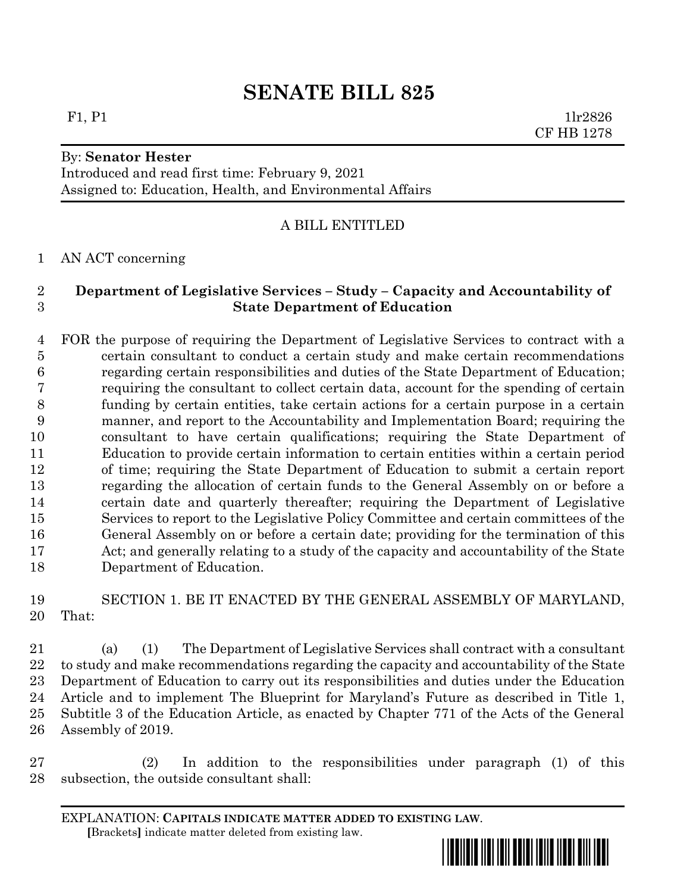# SENATE BILL 825

F1, P1 1lr2826
CF HB 1278

By: **Senator Hester**
Introduced and read first time: February 9, 2021
Assigned to: Education, Health, and Environmental Affairs

A BILL ENTITLED

AN ACT concerning

**Department of Legislative Services – Study – Capacity and Accountability of State Department of Education**

FOR the purpose of requiring the Department of Legislative Services to contract with a certain consultant to conduct a certain study and make certain recommendations regarding certain responsibilities and duties of the State Department of Education; requiring the consultant to collect certain data, account for the spending of certain funding by certain entities, take certain actions for a certain purpose in a certain manner, and report to the Accountability and Implementation Board; requiring the consultant to have certain qualifications; requiring the State Department of Education to provide certain information to certain entities within a certain period of time; requiring the State Department of Education to submit a certain report regarding the allocation of certain funds to the General Assembly on or before a certain date and quarterly thereafter; requiring the Department of Legislative Services to report to the Legislative Policy Committee and certain committees of the General Assembly on or before a certain date; providing for the termination of this Act; and generally relating to a study of the capacity and accountability of the State Department of Education.

SECTION 1. BE IT ENACTED BY THE GENERAL ASSEMBLY OF MARYLAND, That:

(a) (1) The Department of Legislative Services shall contract with a consultant to study and make recommendations regarding the capacity and accountability of the State Department of Education to carry out its responsibilities and duties under the Education Article and to implement The Blueprint for Maryland's Future as described in Title 1, Subtitle 3 of the Education Article, as enacted by Chapter 771 of the Acts of the General Assembly of 2019.

(2) In addition to the responsibilities under paragraph (1) of this subsection, the outside consultant shall:

EXPLANATION: **CAPITALS INDICATE MATTER ADDED TO EXISTING LAW**.
**[**Brackets**]** indicate matter deleted from existing law.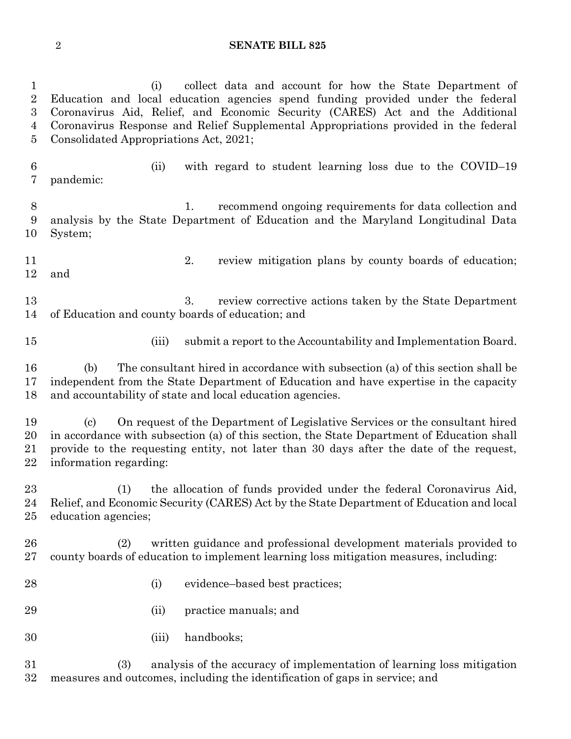(i) collect data and account for how the State Department of Education and local education agencies spend funding provided under the federal Coronavirus Aid, Relief, and Economic Security (CARES) Act and the Additional Coronavirus Response and Relief Supplemental Appropriations provided in the federal Consolidated Appropriations Act, 2021;

(ii) with regard to student learning loss due to the COVID–19 pandemic:

1. recommend ongoing requirements for data collection and analysis by the State Department of Education and the Maryland Longitudinal Data System;

2. review mitigation plans by county boards of education; and

3. review corrective actions taken by the State Department of Education and county boards of education; and

(iii) submit a report to the Accountability and Implementation Board.

(b) The consultant hired in accordance with subsection (a) of this section shall be independent from the State Department of Education and have expertise in the capacity and accountability of state and local education agencies.

(c) On request of the Department of Legislative Services or the consultant hired in accordance with subsection (a) of this section, the State Department of Education shall provide to the requesting entity, not later than 30 days after the date of the request, information regarding:

(1) the allocation of funds provided under the federal Coronavirus Aid, Relief, and Economic Security (CARES) Act by the State Department of Education and local education agencies;

(2) written guidance and professional development materials provided to county boards of education to implement learning loss mitigation measures, including:

(i) evidence–based best practices;

(ii) practice manuals; and

(iii) handbooks;

(3) analysis of the accuracy of implementation of learning loss mitigation measures and outcomes, including the identification of gaps in service; and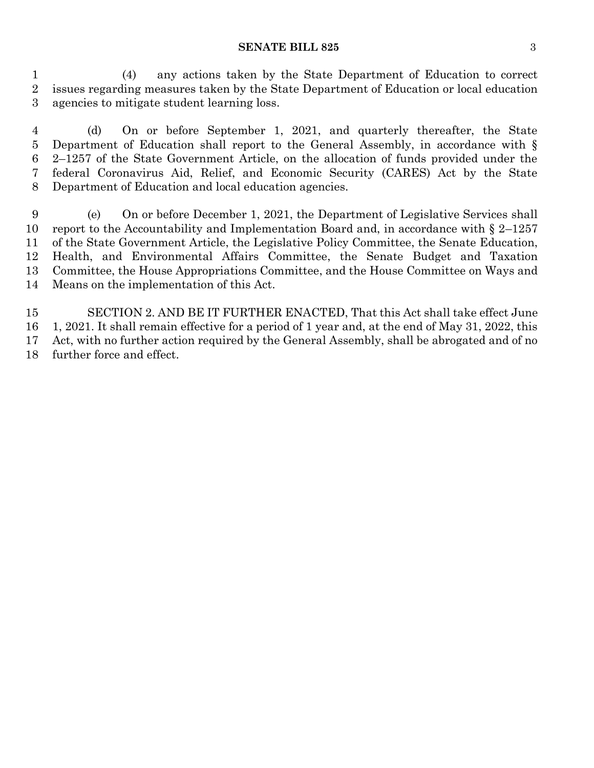(4) any actions taken by the State Department of Education to correct issues regarding measures taken by the State Department of Education or local education agencies to mitigate student learning loss.

(d) On or before September 1, 2021, and quarterly thereafter, the State Department of Education shall report to the General Assembly, in accordance with § 2–1257 of the State Government Article, on the allocation of funds provided under the federal Coronavirus Aid, Relief, and Economic Security (CARES) Act by the State Department of Education and local education agencies.

(e) On or before December 1, 2021, the Department of Legislative Services shall report to the Accountability and Implementation Board and, in accordance with § 2–1257 of the State Government Article, the Legislative Policy Committee, the Senate Education, Health, and Environmental Affairs Committee, the Senate Budget and Taxation Committee, the House Appropriations Committee, and the House Committee on Ways and Means on the implementation of this Act.

SECTION 2. AND BE IT FURTHER ENACTED, That this Act shall take effect June 1, 2021. It shall remain effective for a period of 1 year and, at the end of May 31, 2022, this Act, with no further action required by the General Assembly, shall be abrogated and of no further force and effect.